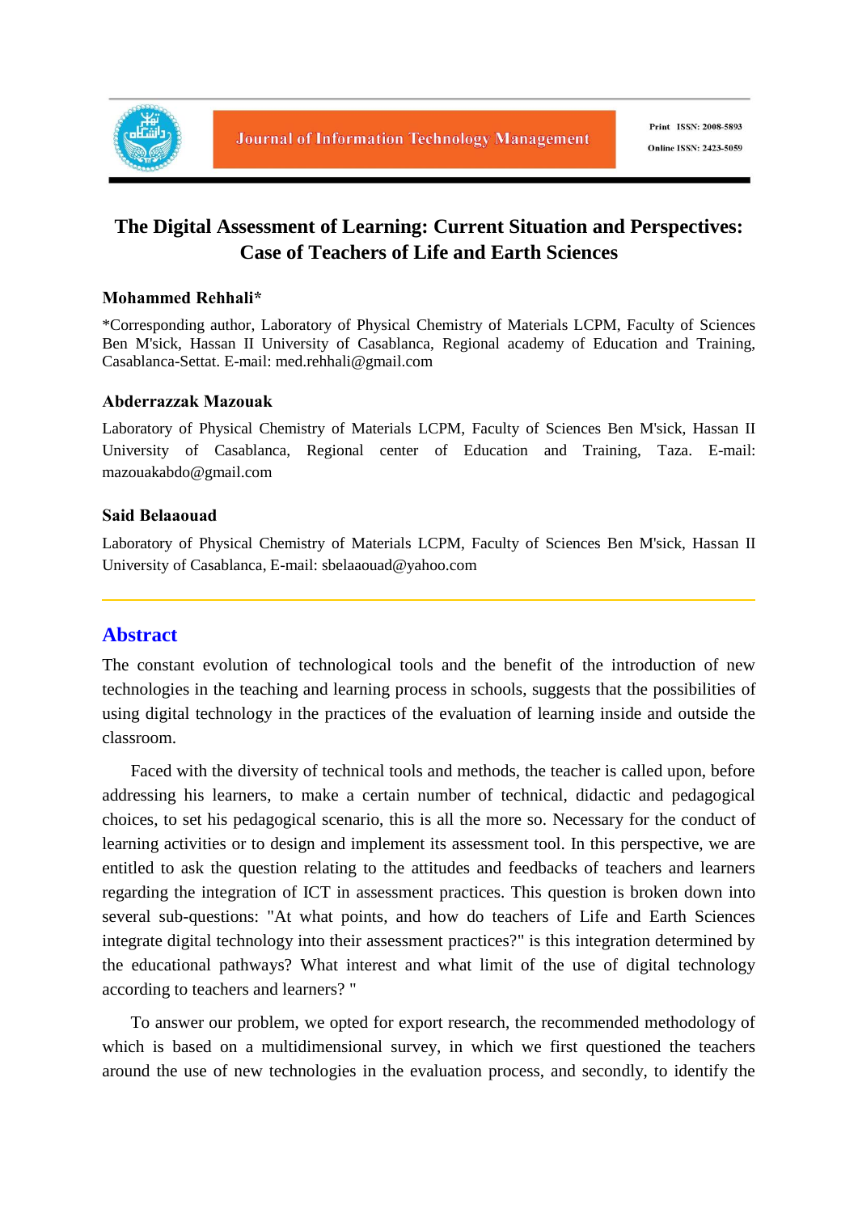# The Digital Assessment of Learning: Current Situation and Perspectives: Case of Teachers of Life and Earth Sciences

**Mohammed Rehhali***

*Corresponding author, Laboratory of Physical Chemistry of Materials LCPM, Faculty of Sciences Ben M'sick, Hassan II University of Casablanca, Regional academy of Education and Training, Casablanca-Settat. E-mail: med.rehhali@gmail.com

**Abderrazzak Mazouak**

Laboratory of Physical Chemistry of Materials LCPM, Faculty of Sciences Ben M'sick, Hassan II University of Casablanca, Regional center of Education and Training, Taza. E-mail: mazouakabdo@gmail.com

**Said Belaaouad**

Laboratory of Physical Chemistry of Materials LCPM, Faculty of Sciences Ben M'sick, Hassan II University of Casablanca, E-mail: sbelaaouad@yahoo.com

## Abstract

The constant evolution of technological tools and the benefit of the introduction of new technologies in the teaching and learning process in schools, suggests that the possibilities of using digital technology in the practices of the evaluation of learning inside and outside the classroom.

Faced with the diversity of technical tools and methods, the teacher is called upon, before addressing his learners, to make a certain number of technical, didactic and pedagogical choices, to set his pedagogical scenario, this is all the more so. Necessary for the conduct of learning activities or to design and implement its assessment tool. In this perspective, we are entitled to ask the question relating to the attitudes and feedbacks of teachers and learners regarding the integration of ICT in assessment practices. This question is broken down into several sub-questions: "At what points, and how do teachers of Life and Earth Sciences integrate digital technology into their assessment practices?" is this integration determined by the educational pathways? What interest and what limit of the use of digital technology according to teachers and learners? "

To answer our problem, we opted for export research, the recommended methodology of which is based on a multidimensional survey, in which we first questioned the teachers around the use of new technologies in the evaluation process, and secondly, to identify the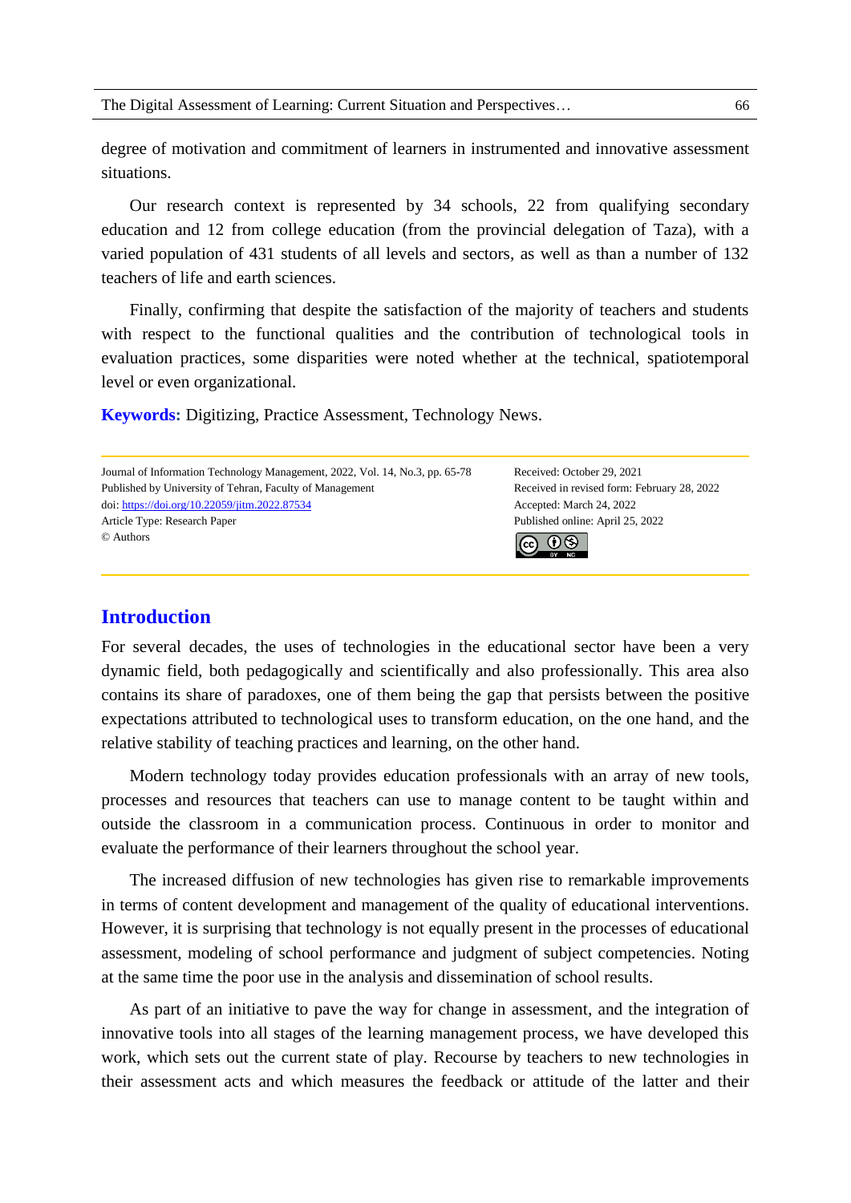degree of motivation and commitment of learners in instrumented and innovative assessment situations.

Our research context is represented by 34 schools, 22 from qualifying secondary education and 12 from college education (from the provincial delegation of Taza), with a varied population of 431 students of all levels and sectors, as well as than a number of 132 teachers of life and earth sciences.

Finally, confirming that despite the satisfaction of the majority of teachers and students with respect to the functional qualities and the contribution of technological tools in evaluation practices, some disparities were noted whether at the technical, spatiotemporal level or even organizational.

**Keywords:** Digitizing, Practice Assessment, Technology News.

---

Journal of Information Technology Management, 2022, Vol. 14, No.3, pp. 65-78
Published by University of Tehran, Faculty of Management
doi: https://doi.org/10.22059/jitm.2022.87534
Article Type: Research Paper
© Authors

Received: October 29, 2021
Received in revised form: February 28, 2022
Accepted: March 24, 2022
Published online: April 25, 2022

---

## Introduction

For several decades, the uses of technologies in the educational sector have been a very dynamic field, both pedagogically and scientifically and also professionally. This area also contains its share of paradoxes, one of them being the gap that persists between the positive expectations attributed to technological uses to transform education, on the one hand, and the relative stability of teaching practices and learning, on the other hand.

Modern technology today provides education professionals with an array of new tools, processes and resources that teachers can use to manage content to be taught within and outside the classroom in a communication process. Continuous in order to monitor and evaluate the performance of their learners throughout the school year.

The increased diffusion of new technologies has given rise to remarkable improvements in terms of content development and management of the quality of educational interventions. However, it is surprising that technology is not equally present in the processes of educational assessment, modeling of school performance and judgment of subject competencies. Noting at the same time the poor use in the analysis and dissemination of school results.

As part of an initiative to pave the way for change in assessment, and the integration of innovative tools into all stages of the learning management process, we have developed this work, which sets out the current state of play. Recourse by teachers to new technologies in their assessment acts and which measures the feedback or attitude of the latter and their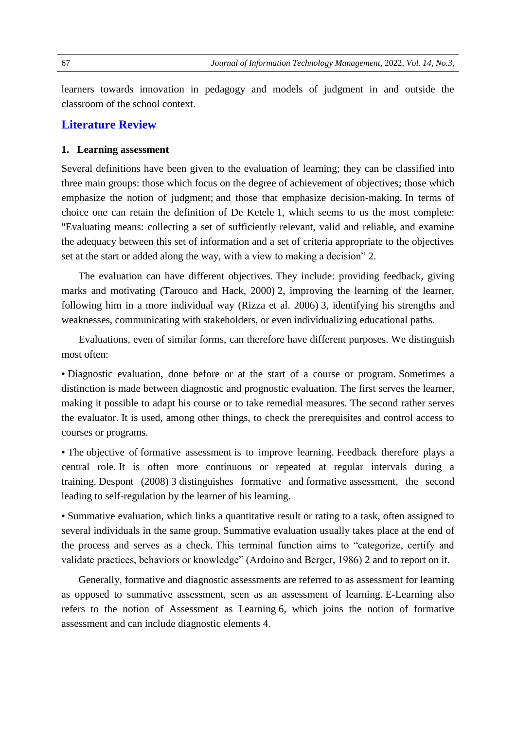learners towards innovation in pedagogy and models of judgment in and outside the classroom of the school context.

## Literature Review

### 1. Learning assessment

Several definitions have been given to the evaluation of learning; they can be classified into three main groups: those which focus on the degree of achievement of objectives; those which emphasize the notion of judgment; and those that emphasize decision-making. In terms of choice one can retain the definition of De Ketele 1, which seems to us the most complete: "Evaluating means: collecting a set of sufficiently relevant, valid and reliable, and examine the adequacy between this set of information and a set of criteria appropriate to the objectives set at the start or added along the way, with a view to making a decision" 2.

The evaluation can have different objectives. They include: providing feedback, giving marks and motivating (Tarouco and Hack, 2000) 2, improving the learning of the learner, following him in a more individual way (Rizza et al. 2006) 3, identifying his strengths and weaknesses, communicating with stakeholders, or even individualizing educational paths.

Evaluations, even of similar forms, can therefore have different purposes. We distinguish most often:

• Diagnostic evaluation, done before or at the start of a course or program. Sometimes a distinction is made between diagnostic and prognostic evaluation. The first serves the learner, making it possible to adapt his course or to take remedial measures. The second rather serves the evaluator. It is used, among other things, to check the prerequisites and control access to courses or programs.

• The objective of formative assessment is to improve learning. Feedback therefore plays a central role. It is often more continuous or repeated at regular intervals during a training. Despont (2008) 3 distinguishes formative and formative assessment, the second leading to self-regulation by the learner of his learning.

• Summative evaluation, which links a quantitative result or rating to a task, often assigned to several individuals in the same group. Summative evaluation usually takes place at the end of the process and serves as a check. This terminal function aims to "categorize, certify and validate practices, behaviors or knowledge" (Ardoino and Berger, 1986) 2 and to report on it.

Generally, formative and diagnostic assessments are referred to as assessment for learning as opposed to summative assessment, seen as an assessment of learning. E-Learning also refers to the notion of Assessment as Learning 6, which joins the notion of formative assessment and can include diagnostic elements 4.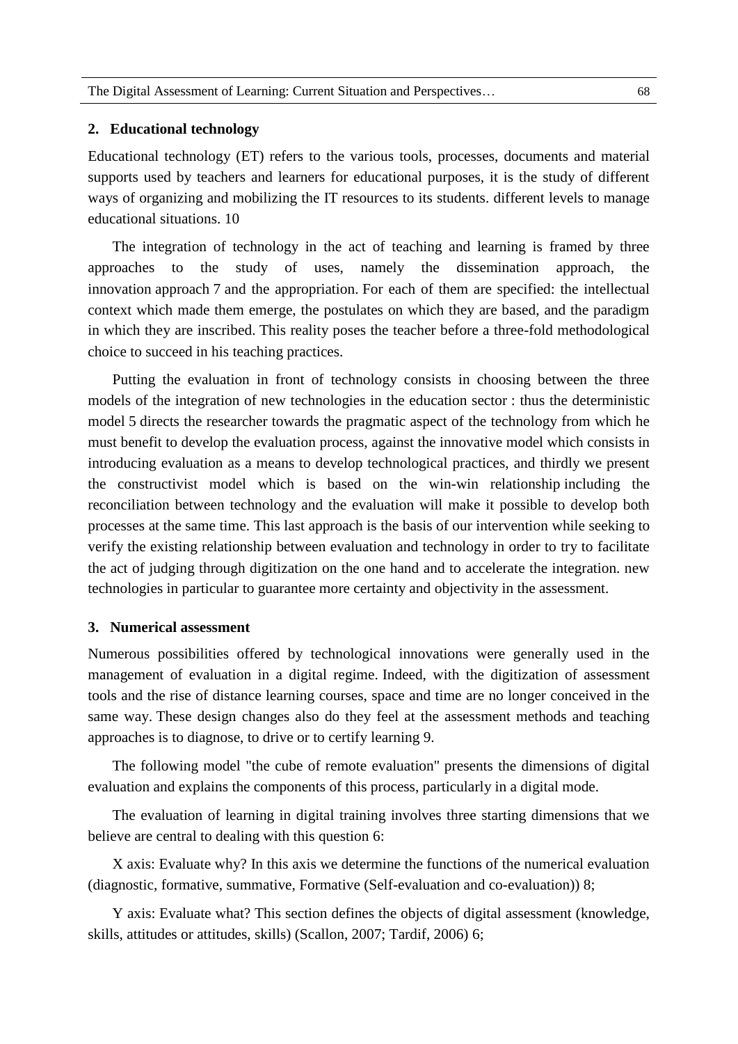## 2. Educational technology

Educational technology (ET) refers to the various tools, processes, documents and material supports used by teachers and learners for educational purposes, it is the study of different ways of organizing and mobilizing the IT resources to its students. different levels to manage educational situations. 10

The integration of technology in the act of teaching and learning is framed by three approaches to the study of uses, namely the dissemination approach, the innovation approach 7 and the appropriation. For each of them are specified: the intellectual context which made them emerge, the postulates on which they are based, and the paradigm in which they are inscribed. This reality poses the teacher before a three-fold methodological choice to succeed in his teaching practices.

Putting the evaluation in front of technology consists in choosing between the three models of the integration of new technologies in the education sector : thus the deterministic model 5 directs the researcher towards the pragmatic aspect of the technology from which he must benefit to develop the evaluation process, against the innovative model which consists in introducing evaluation as a means to develop technological practices, and thirdly we present the constructivist model which is based on the win-win relationship including the reconciliation between technology and the evaluation will make it possible to develop both processes at the same time. This last approach is the basis of our intervention while seeking to verify the existing relationship between evaluation and technology in order to try to facilitate the act of judging through digitization on the one hand and to accelerate the integration. new technologies in particular to guarantee more certainty and objectivity in the assessment.

## 3. Numerical assessment

Numerous possibilities offered by technological innovations were generally used in the management of evaluation in a digital regime. Indeed, with the digitization of assessment tools and the rise of distance learning courses, space and time are no longer conceived in the same way. These design changes also do they feel at the assessment methods and teaching approaches is to diagnose, to drive or to certify learning 9.

The following model "the cube of remote evaluation" presents the dimensions of digital evaluation and explains the components of this process, particularly in a digital mode.

The evaluation of learning in digital training involves three starting dimensions that we believe are central to dealing with this question 6:

X axis: Evaluate why? In this axis we determine the functions of the numerical evaluation (diagnostic, formative, summative, Formative (Self-evaluation and co-evaluation)) 8;

Y axis: Evaluate what? This section defines the objects of digital assessment (knowledge, skills, attitudes or attitudes, skills) (Scallon, 2007; Tardif, 2006) 6;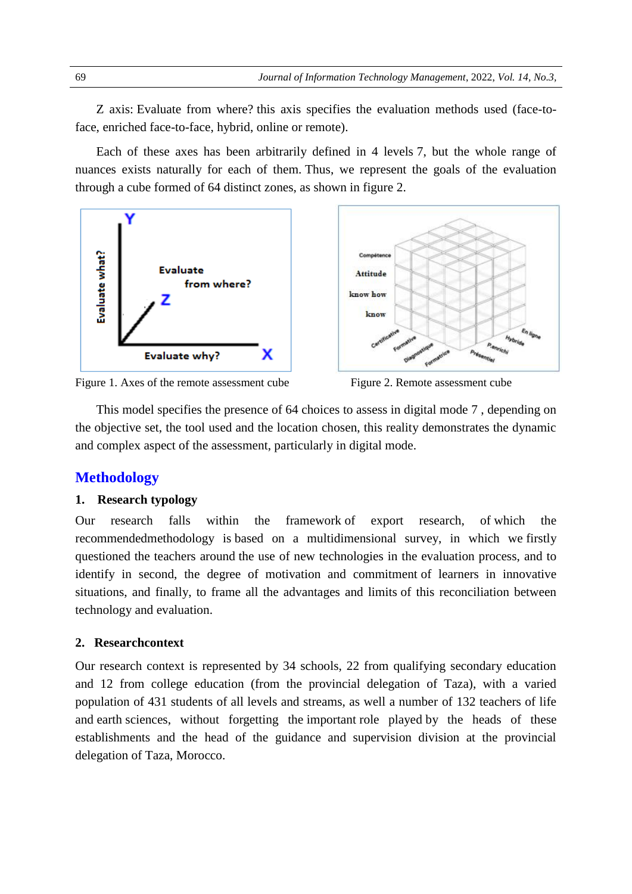Z axis: Evaluate from where? this axis specifies the evaluation methods used (face-to-face, enriched face-to-face, hybrid, online or remote).

Each of these axes has been arbitrarily defined in 4 levels 7, but the whole range of nuances exists naturally for each of them. Thus, we represent the goals of the evaluation through a cube formed of 64 distinct zones, as shown in figure 2.

Figure 1. Axes of the remote assessment cube

Figure 2. Remote assessment cube

This model specifies the presence of 64 choices to assess in digital mode 7 , depending on the objective set, the tool used and the location chosen, this reality demonstrates the dynamic and complex aspect of the assessment, particularly in digital mode.

## Methodology

### 1. Research typology

Our research falls within the framework of export research, of which the recommendedmethodology is based on a multidimensional survey, in which we firstly questioned the teachers around the use of new technologies in the evaluation process, and to identify in second, the degree of motivation and commitment of learners in innovative situations, and finally, to frame all the advantages and limits of this reconciliation between technology and evaluation.

### 2. Researchcontext

Our research context is represented by 34 schools, 22 from qualifying secondary education and 12 from college education (from the provincial delegation of Taza), with a varied population of 431 students of all levels and streams, as well a number of 132 teachers of life and earth sciences, without forgetting the important role played by the heads of these establishments and the head of the guidance and supervision division at the provincial delegation of Taza, Morocco.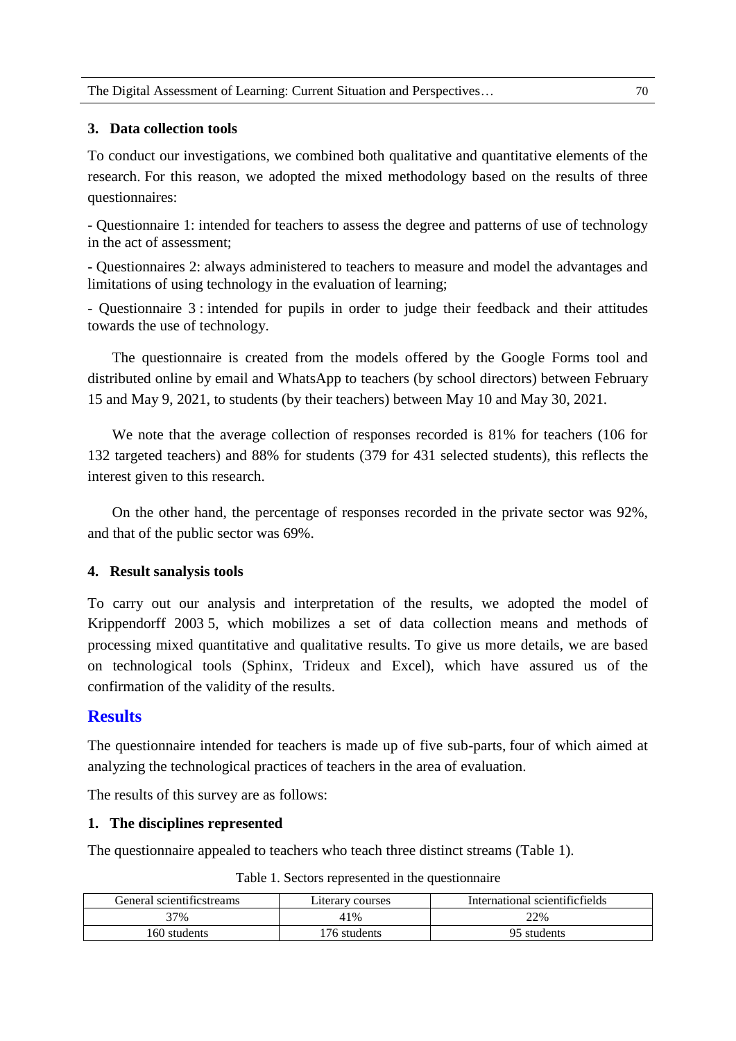### 3. Data collection tools

To conduct our investigations, we combined both qualitative and quantitative elements of the research. For this reason, we adopted the mixed methodology based on the results of three questionnaires:

- Questionnaire 1: intended for teachers to assess the degree and patterns of use of technology in the act of assessment;

- Questionnaires 2: always administered to teachers to measure and model the advantages and limitations of using technology in the evaluation of learning;

- Questionnaire 3 : intended for pupils in order to judge their feedback and their attitudes towards the use of technology.

The questionnaire is created from the models offered by the Google Forms tool and distributed online by email and WhatsApp to teachers (by school directors) between February 15 and May 9, 2021, to students (by their teachers) between May 10 and May 30, 2021.

We note that the average collection of responses recorded is 81% for teachers (106 for 132 targeted teachers) and 88% for students (379 for 431 selected students), this reflects the interest given to this research.

On the other hand, the percentage of responses recorded in the private sector was 92%, and that of the public sector was 69%.

### 4. Result sanalysis tools

To carry out our analysis and interpretation of the results, we adopted the model of Krippendorff 2003 5, which mobilizes a set of data collection means and methods of processing mixed quantitative and qualitative results. To give us more details, we are based on technological tools (Sphinx, Trideux and Excel), which have assured us of the confirmation of the validity of the results.

## Results

The questionnaire intended for teachers is made up of five sub-parts, four of which aimed at analyzing the technological practices of teachers in the area of evaluation.

The results of this survey are as follows:

### 1. The disciplines represented

The questionnaire appealed to teachers who teach three distinct streams (Table 1).

Table 1. Sectors represented in the questionnaire

| General scientificstreams | Literary courses | International scientificfields |
|---|---|---|
| 37% | 41% | 22% |
| 160 students | 176 students | 95 students |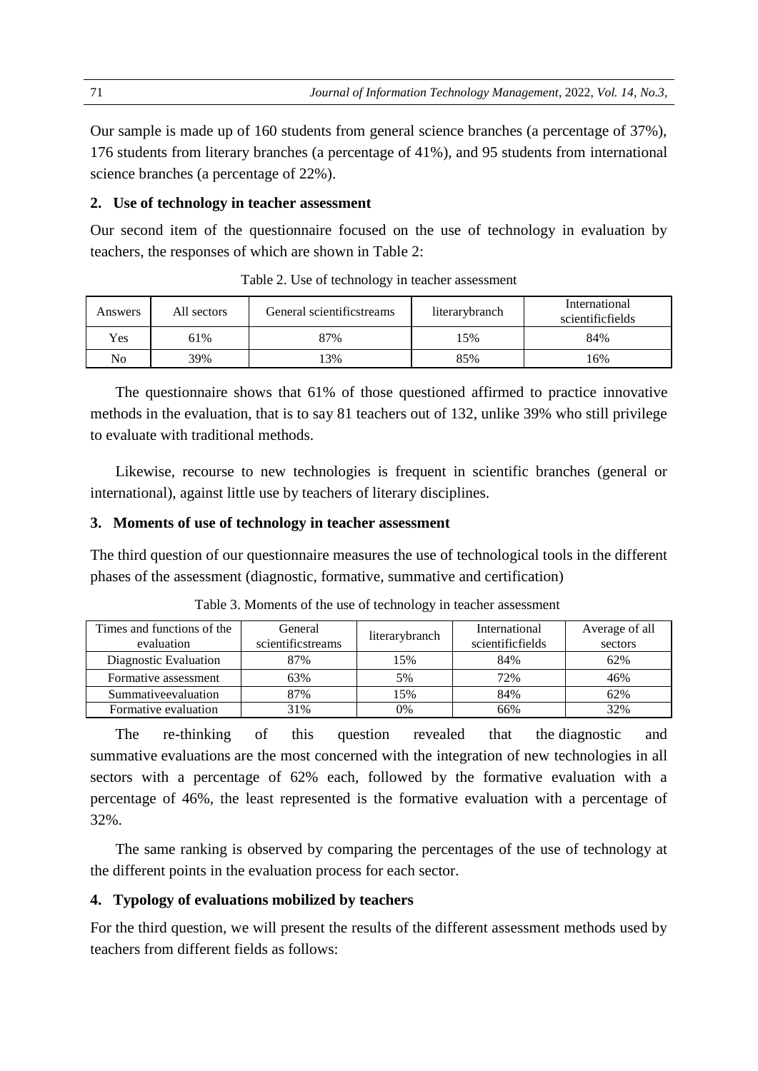Our sample is made up of 160 students from general science branches (a percentage of 37%), 176 students from literary branches (a percentage of 41%), and 95 students from international science branches (a percentage of 22%).

**2. Use of technology in teacher assessment**

Our second item of the questionnaire focused on the use of technology in evaluation by teachers, the responses of which are shown in Table 2:

Table 2. Use of technology in teacher assessment

| Answers | All sectors | General scientificstreams | literarybranch | International scientificfields |
|---|---|---|---|---|
| Yes | 61% | 87% | 15% | 84% |
| No | 39% | 13% | 85% | 16% |

The questionnaire shows that 61% of those questioned affirmed to practice innovative methods in the evaluation, that is to say 81 teachers out of 132, unlike 39% who still privilege to evaluate with traditional methods.

Likewise, recourse to new technologies is frequent in scientific branches (general or international), against little use by teachers of literary disciplines.

**3. Moments of use of technology in teacher assessment**

The third question of our questionnaire measures the use of technological tools in the different phases of the assessment (diagnostic, formative, summative and certification)

Table 3. Moments of the use of technology in teacher assessment

| Times and functions of the evaluation | General scientificstreams | literarybranch | International scientificfields | Average of all sectors |
|---|---|---|---|---|
| Diagnostic Evaluation | 87% | 15% | 84% | 62% |
| Formative assessment | 63% | 5% | 72% | 46% |
| Summativeevaluation | 87% | 15% | 84% | 62% |
| Formative evaluation | 31% | 0% | 66% | 32% |

The re-thinking of this question revealed that the diagnostic and summative evaluations are the most concerned with the integration of new technologies in all sectors with a percentage of 62% each, followed by the formative evaluation with a percentage of 46%, the least represented is the formative evaluation with a percentage of 32%.

The same ranking is observed by comparing the percentages of the use of technology at the different points in the evaluation process for each sector.

**4. Typology of evaluations mobilized by teachers**

For the third question, we will present the results of the different assessment methods used by teachers from different fields as follows: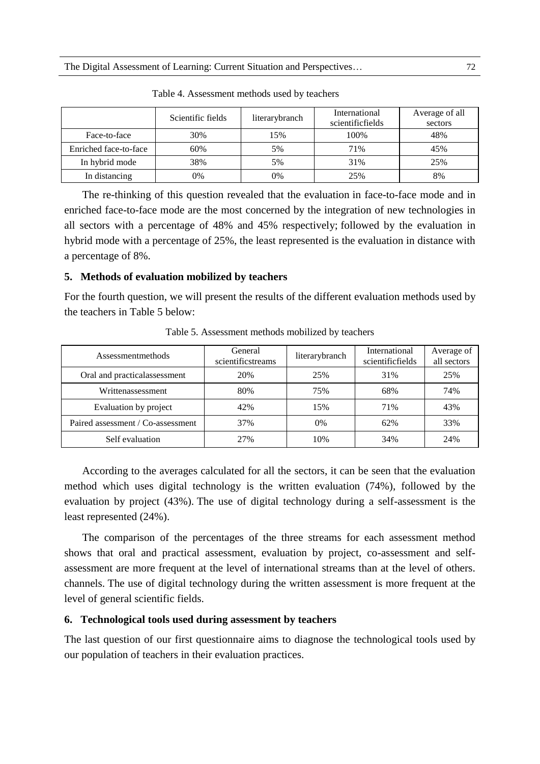Table 4. Assessment methods used by teachers

| | Scientific fields | literarybranch | International scientificfields | Average of all sectors |
|---|---|---|---|---|
| Face-to-face | 30% | 15% | 100% | 48% |
| Enriched face-to-face | 60% | 5% | 71% | 45% |
| In hybrid mode | 38% | 5% | 31% | 25% |
| In distancing | 0% | 0% | 25% | 8% |

The re-thinking of this question revealed that the evaluation in face-to-face mode and in enriched face-to-face mode are the most concerned by the integration of new technologies in all sectors with a percentage of 48% and 45% respectively; followed by the evaluation in hybrid mode with a percentage of 25%, the least represented is the evaluation in distance with a percentage of 8%.

## 5. Methods of evaluation mobilized by teachers

For the fourth question, we will present the results of the different evaluation methods used by the teachers in Table 5 below:

Table 5. Assessment methods mobilized by teachers

| Assessmentmethods | General scientificstreams | literarybranch | International scientificfields | Average of all sectors |
|---|---|---|---|---|
| Oral and practicalassessment | 20% | 25% | 31% | 25% |
| Writtenassessment | 80% | 75% | 68% | 74% |
| Evaluation by project | 42% | 15% | 71% | 43% |
| Paired assessment / Co-assessment | 37% | 0% | 62% | 33% |
| Self evaluation | 27% | 10% | 34% | 24% |

According to the averages calculated for all the sectors, it can be seen that the evaluation method which uses digital technology is the written evaluation (74%), followed by the evaluation by project (43%). The use of digital technology during a self-assessment is the least represented (24%).

The comparison of the percentages of the three streams for each assessment method shows that oral and practical assessment, evaluation by project, co-assessment and self-assessment are more frequent at the level of international streams than at the level of others. channels. The use of digital technology during the written assessment is more frequent at the level of general scientific fields.

## 6. Technological tools used during assessment by teachers

The last question of our first questionnaire aims to diagnose the technological tools used by our population of teachers in their evaluation practices.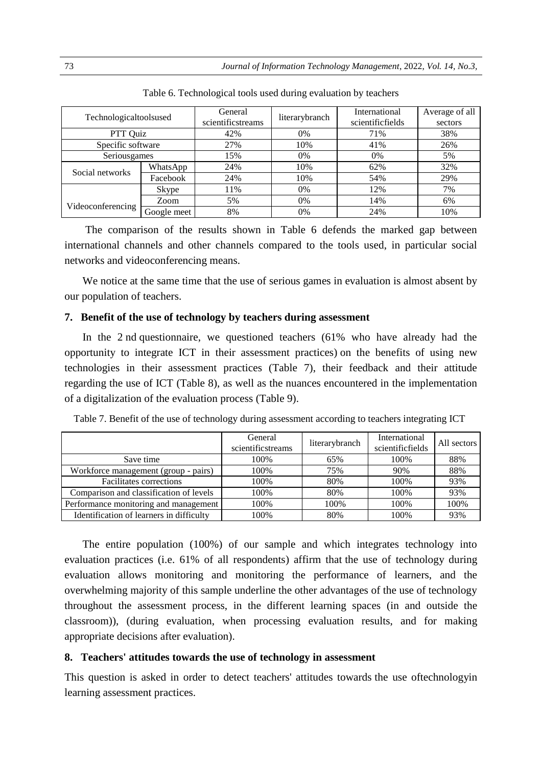Table 6. Technological tools used during evaluation by teachers

| Technologicaltoolsused | | General scientificstreams | literarybranch | International scientificfields | Average of all sectors |
|---|---|---|---|---|---|
| PTT Quiz | | 42% | 0% | 71% | 38% |
| Specific software | | 27% | 10% | 41% | 26% |
| Seriousgames | | 15% | 0% | 0% | 5% |
| Social networks | WhatsApp | 24% | 10% | 62% | 32% |
| | Facebook | 24% | 10% | 54% | 29% |
| Videoconferencing | Skype | 11% | 0% | 12% | 7% |
| | Zoom | 5% | 0% | 14% | 6% |
| | Google meet | 8% | 0% | 24% | 10% |

The comparison of the results shown in Table 6 defends the marked gap between international channels and other channels compared to the tools used, in particular social networks and videoconferencing means.

We notice at the same time that the use of serious games in evaluation is almost absent by our population of teachers.

## 7. Benefit of the use of technology by teachers during assessment

In the 2 nd questionnaire, we questioned teachers (61% who have already had the opportunity to integrate ICT in their assessment practices) on the benefits of using new technologies in their assessment practices (Table 7), their feedback and their attitude regarding the use of ICT (Table 8), as well as the nuances encountered in the implementation of a digitalization of the evaluation process (Table 9).

Table 7. Benefit of the use of technology during assessment according to teachers integrating ICT

| | General scientificstreams | literarybranch | International scientificfields | All sectors |
|---|---|---|---|---|
| Save time | 100% | 65% | 100% | 88% |
| Workforce management (group - pairs) | 100% | 75% | 90% | 88% |
| Facilitates corrections | 100% | 80% | 100% | 93% |
| Comparison and classification of levels | 100% | 80% | 100% | 93% |
| Performance monitoring and management | 100% | 100% | 100% | 100% |
| Identification of learners in difficulty | 100% | 80% | 100% | 93% |

The entire population (100%) of our sample and which integrates technology into evaluation practices (i.e. 61% of all respondents) affirm that the use of technology during evaluation allows monitoring and monitoring the performance of learners, and the overwhelming majority of this sample underline the other advantages of the use of technology throughout the assessment process, in the different learning spaces (in and outside the classroom)), (during evaluation, when processing evaluation results, and for making appropriate decisions after evaluation).

## 8. Teachers' attitudes towards the use of technology in assessment

This question is asked in order to detect teachers' attitudes towards the use oftechnologyin learning assessment practices.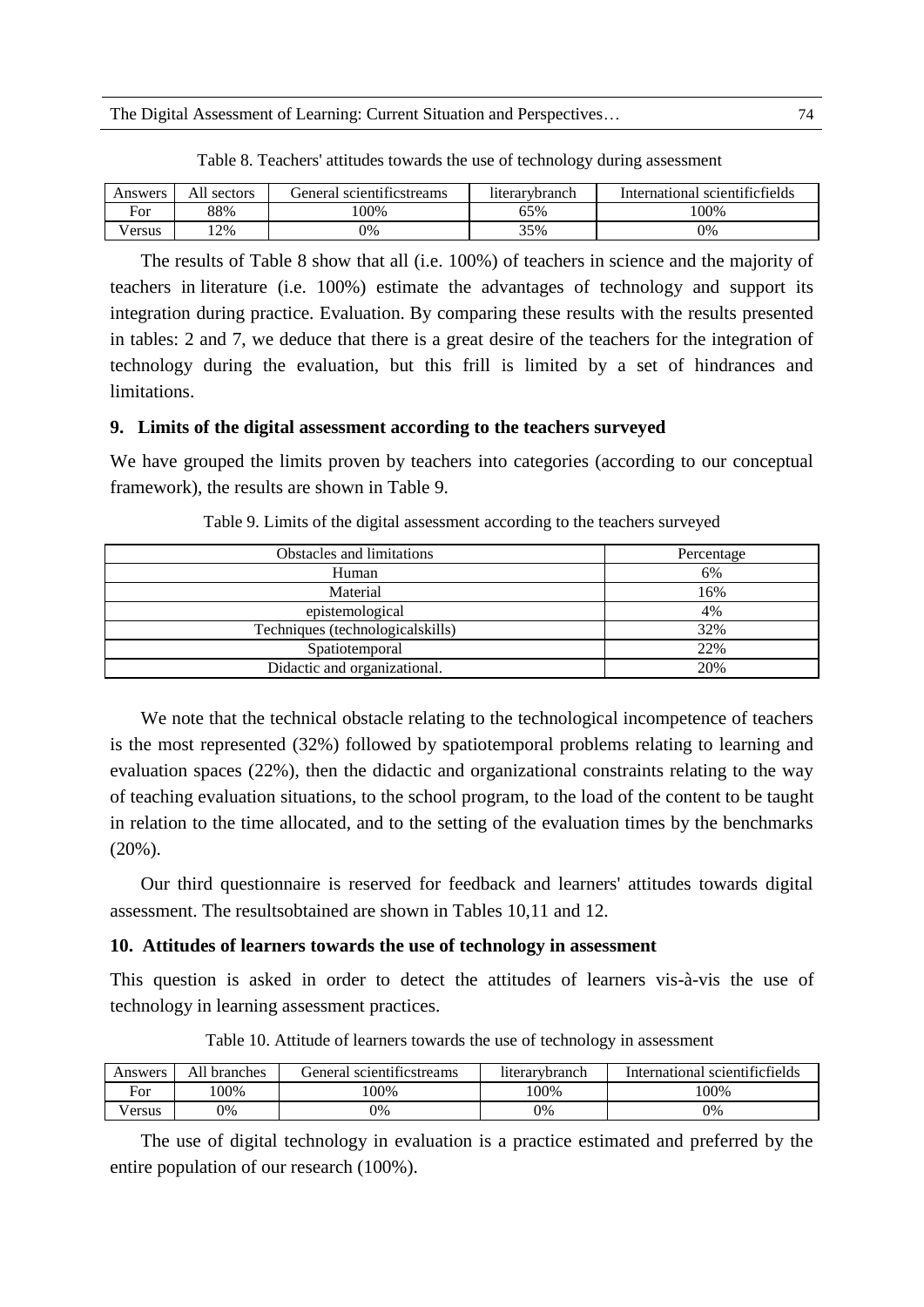Table 8. Teachers' attitudes towards the use of technology during assessment

| Answers | All sectors | General scientificstreams | literarybranch | International scientificfields |
|---|---|---|---|---|
| For | 88% | 100% | 65% | 100% |
| Versus | 12% | 0% | 35% | 0% |

The results of Table 8 show that all (i.e. 100%) of teachers in science and the majority of teachers in literature (i.e. 100%) estimate the advantages of technology and support its integration during practice. Evaluation. By comparing these results with the results presented in tables: 2 and 7, we deduce that there is a great desire of the teachers for the integration of technology during the evaluation, but this frill is limited by a set of hindrances and limitations.

## 9. Limits of the digital assessment according to the teachers surveyed

We have grouped the limits proven by teachers into categories (according to our conceptual framework), the results are shown in Table 9.

Table 9. Limits of the digital assessment according to the teachers surveyed

| Obstacles and limitations | Percentage |
|---|---|
| Human | 6% |
| Material | 16% |
| epistemological | 4% |
| Techniques (technologicalskills) | 32% |
| Spatiotemporal | 22% |
| Didactic and organizational. | 20% |

We note that the technical obstacle relating to the technological incompetence of teachers is the most represented (32%) followed by spatiotemporal problems relating to learning and evaluation spaces (22%), then the didactic and organizational constraints relating to the way of teaching evaluation situations, to the school program, to the load of the content to be taught in relation to the time allocated, and to the setting of the evaluation times by the benchmarks (20%).

Our third questionnaire is reserved for feedback and learners' attitudes towards digital assessment. The resultsobtained are shown in Tables 10,11 and 12.

## 10. Attitudes of learners towards the use of technology in assessment

This question is asked in order to detect the attitudes of learners vis-à-vis the use of technology in learning assessment practices.

Table 10. Attitude of learners towards the use of technology in assessment

| Answers | All branches | General scientificstreams | literarybranch | International scientificfields |
|---|---|---|---|---|
| For | 100% | 100% | 100% | 100% |
| Versus | 0% | 0% | 0% | 0% |

The use of digital technology in evaluation is a practice estimated and preferred by the entire population of our research (100%).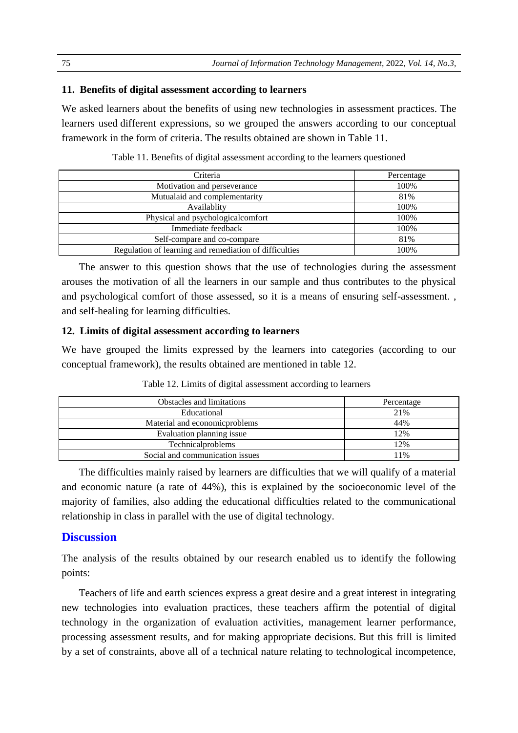## 11. Benefits of digital assessment according to learners

We asked learners about the benefits of using new technologies in assessment practices. The learners used different expressions, so we grouped the answers according to our conceptual framework in the form of criteria. The results obtained are shown in Table 11.

Table 11. Benefits of digital assessment according to the learners questioned

| Criteria | Percentage |
|---|---|
| Motivation and perseverance | 100% |
| Mutualaid and complementarity | 81% |
| Availablity | 100% |
| Physical and psychologicalcomfort | 100% |
| Immediate feedback | 100% |
| Self-compare and co-compare | 81% |
| Regulation of learning and remediation of difficulties | 100% |

The answer to this question shows that the use of technologies during the assessment arouses the motivation of all the learners in our sample and thus contributes to the physical and psychological comfort of those assessed, so it is a means of ensuring self-assessment. , and self-healing for learning difficulties.

## 12. Limits of digital assessment according to learners

We have grouped the limits expressed by the learners into categories (according to our conceptual framework), the results obtained are mentioned in table 12.

Table 12. Limits of digital assessment according to learners

| Obstacles and limitations | Percentage |
|---|---|
| Educational | 21% |
| Material and economicproblems | 44% |
| Evaluation planning issue | 12% |
| Technicalproblems | 12% |
| Social and communication issues | 11% |

The difficulties mainly raised by learners are difficulties that we will qualify of a material and economic nature (a rate of 44%), this is explained by the socioeconomic level of the majority of families, also adding the educational difficulties related to the communicational relationship in class in parallel with the use of digital technology.

# Discussion

The analysis of the results obtained by our research enabled us to identify the following points:

Teachers of life and earth sciences express a great desire and a great interest in integrating new technologies into evaluation practices, these teachers affirm the potential of digital technology in the organization of evaluation activities, management learner performance, processing assessment results, and for making appropriate decisions. But this frill is limited by a set of constraints, above all of a technical nature relating to technological incompetence,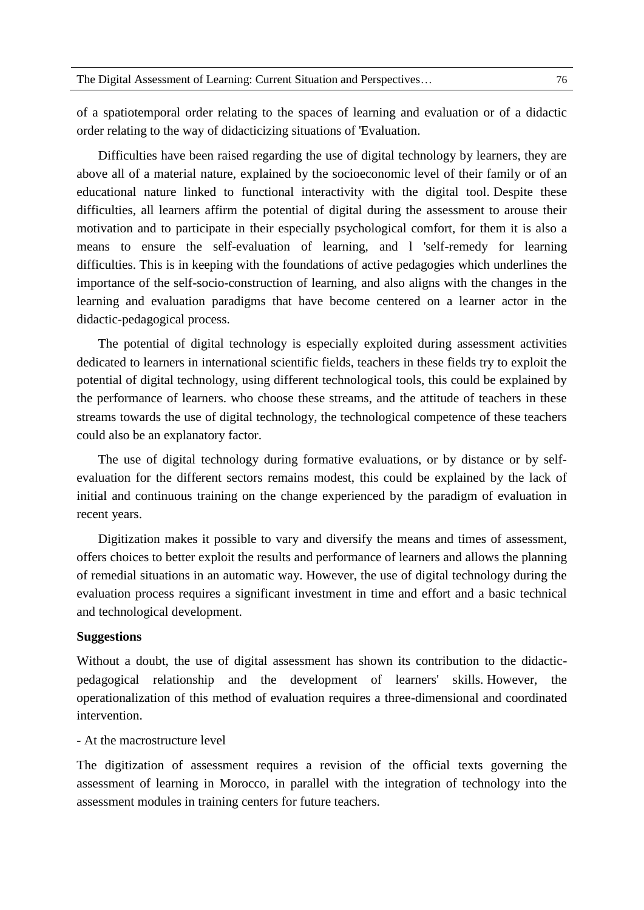of a spatiotemporal order relating to the spaces of learning and evaluation or of a didactic order relating to the way of didacticizing situations of 'Evaluation.

Difficulties have been raised regarding the use of digital technology by learners, they are above all of a material nature, explained by the socioeconomic level of their family or of an educational nature linked to functional interactivity with the digital tool. Despite these difficulties, all learners affirm the potential of digital during the assessment to arouse their motivation and to participate in their especially psychological comfort, for them it is also a means to ensure the self-evaluation of learning, and l 'self-remedy for learning difficulties. This is in keeping with the foundations of active pedagogies which underlines the importance of the self-socio-construction of learning, and also aligns with the changes in the learning and evaluation paradigms that have become centered on a learner actor in the didactic-pedagogical process.

The potential of digital technology is especially exploited during assessment activities dedicated to learners in international scientific fields, teachers in these fields try to exploit the potential of digital technology, using different technological tools, this could be explained by the performance of learners. who choose these streams, and the attitude of teachers in these streams towards the use of digital technology, the technological competence of these teachers could also be an explanatory factor.

The use of digital technology during formative evaluations, or by distance or by self-evaluation for the different sectors remains modest, this could be explained by the lack of initial and continuous training on the change experienced by the paradigm of evaluation in recent years.

Digitization makes it possible to vary and diversify the means and times of assessment, offers choices to better exploit the results and performance of learners and allows the planning of remedial situations in an automatic way. However, the use of digital technology during the evaluation process requires a significant investment in time and effort and a basic technical and technological development.

**Suggestions**

Without a doubt, the use of digital assessment has shown its contribution to the didactic-pedagogical relationship and the development of learners' skills. However, the operationalization of this method of evaluation requires a three-dimensional and coordinated intervention.

- At the macrostructure level

The digitization of assessment requires a revision of the official texts governing the assessment of learning in Morocco, in parallel with the integration of technology into the assessment modules in training centers for future teachers.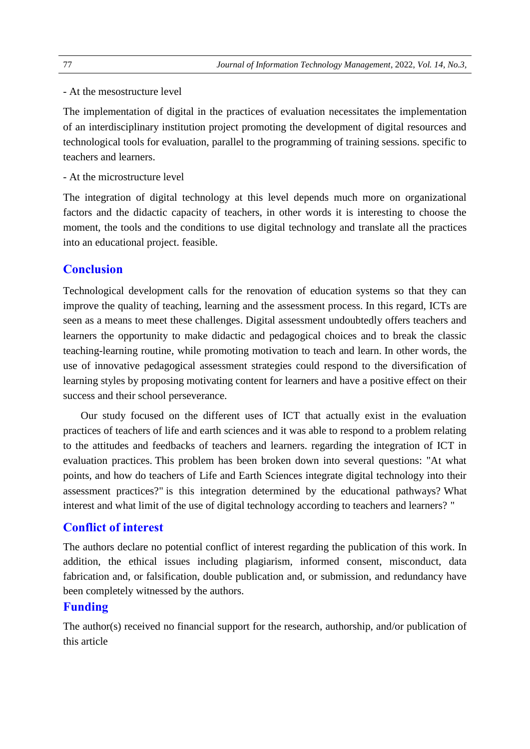- At the mesostructure level

The implementation of digital in the practices of evaluation necessitates the implementation of an interdisciplinary institution project promoting the development of digital resources and technological tools for evaluation, parallel to the programming of training sessions. specific to teachers and learners.

- At the microstructure level

The integration of digital technology at this level depends much more on organizational factors and the didactic capacity of teachers, in other words it is interesting to choose the moment, the tools and the conditions to use digital technology and translate all the practices into an educational project. feasible.

## Conclusion

Technological development calls for the renovation of education systems so that they can improve the quality of teaching, learning and the assessment process. In this regard, ICTs are seen as a means to meet these challenges. Digital assessment undoubtedly offers teachers and learners the opportunity to make didactic and pedagogical choices and to break the classic teaching-learning routine, while promoting motivation to teach and learn. In other words, the use of innovative pedagogical assessment strategies could respond to the diversification of learning styles by proposing motivating content for learners and have a positive effect on their success and their school perseverance.

Our study focused on the different uses of ICT that actually exist in the evaluation practices of teachers of life and earth sciences and it was able to respond to a problem relating to the attitudes and feedbacks of teachers and learners. regarding the integration of ICT in evaluation practices. This problem has been broken down into several questions: "At what points, and how do teachers of Life and Earth Sciences integrate digital technology into their assessment practices?" is this integration determined by the educational pathways? What interest and what limit of the use of digital technology according to teachers and learners? "

## Conflict of interest

The authors declare no potential conflict of interest regarding the publication of this work. In addition, the ethical issues including plagiarism, informed consent, misconduct, data fabrication and, or falsification, double publication and, or submission, and redundancy have been completely witnessed by the authors.

## Funding

The author(s) received no financial support for the research, authorship, and/or publication of this article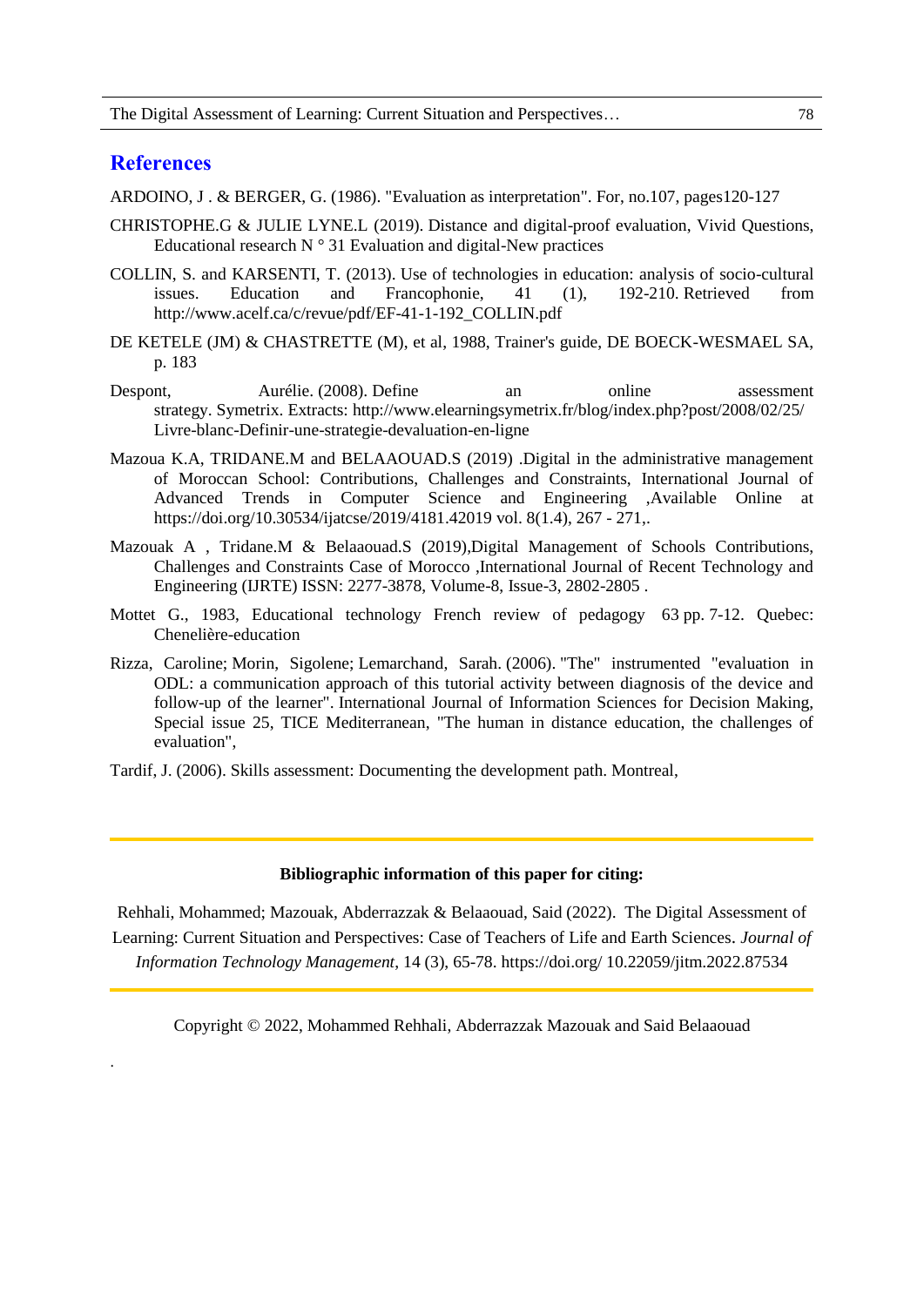## References

ARDOINO, J . & BERGER, G. (1986). "Evaluation as interpretation". For, no.107, pages120-127

CHRISTOPHE.G & JULIE LYNE.L (2019). Distance and digital-proof evaluation, Vivid Questions, Educational research N ° 31 Evaluation and digital-New practices

COLLIN, S. and KARSENTI, T. (2013). Use of technologies in education: analysis of socio-cultural issues. Education and Francophonie, 41 (1), 192-210. Retrieved from http://www.acelf.ca/c/revue/pdf/EF-41-1-192_COLLIN.pdf

DE KETELE (JM) & CHASTRETTE (M), et al, 1988, Trainer's guide, DE BOECK-WESMAEL SA, p. 183

Despont, Aurélie. (2008). Define an online assessment strategy. Symetrix. Extracts: http://www.elearningsymetrix.fr/blog/index.php?post/2008/02/25/Livre-blanc-Definir-une-strategie-devaluation-en-ligne

Mazoua K.A, TRIDANE.M and BELAAOUAD.S (2019) .Digital in the administrative management of Moroccan School: Contributions, Challenges and Constraints, International Journal of Advanced Trends in Computer Science and Engineering ,Available Online at https://doi.org/10.30534/ijatcse/2019/4181.42019 vol. 8(1.4), 267 - 271,.

Mazouak A , Tridane.M & Belaaouad.S (2019),Digital Management of Schools Contributions, Challenges and Constraints Case of Morocco ,International Journal of Recent Technology and Engineering (IJRTE) ISSN: 2277-3878, Volume-8, Issue-3, 2802-2805 .

Mottet G., 1983, Educational technology French review of pedagogy 63 pp. 7-12. Quebec: Chenelière-education

Rizza, Caroline; Morin, Sigolene; Lemarchand, Sarah. (2006). "The" instrumented "evaluation in ODL: a communication approach of this tutorial activity between diagnosis of the device and follow-up of the learner". International Journal of Information Sciences for Decision Making, Special issue 25, TICE Mediterranean, "The human in distance education, the challenges of evaluation",

Tardif, J. (2006). Skills assessment: Documenting the development path. Montreal,

---

**Bibliographic information of this paper for citing:**

Rehhali, Mohammed; Mazouak, Abderrazzak & Belaaouad, Said (2022). The Digital Assessment of Learning: Current Situation and Perspectives: Case of Teachers of Life and Earth Sciences. *Journal of Information Technology Management*, 14 (3), 65-78. https://doi.org/ 10.22059/jitm.2022.87534

---

Copyright © 2022, Mohammed Rehhali, Abderrazzak Mazouak and Said Belaaouad